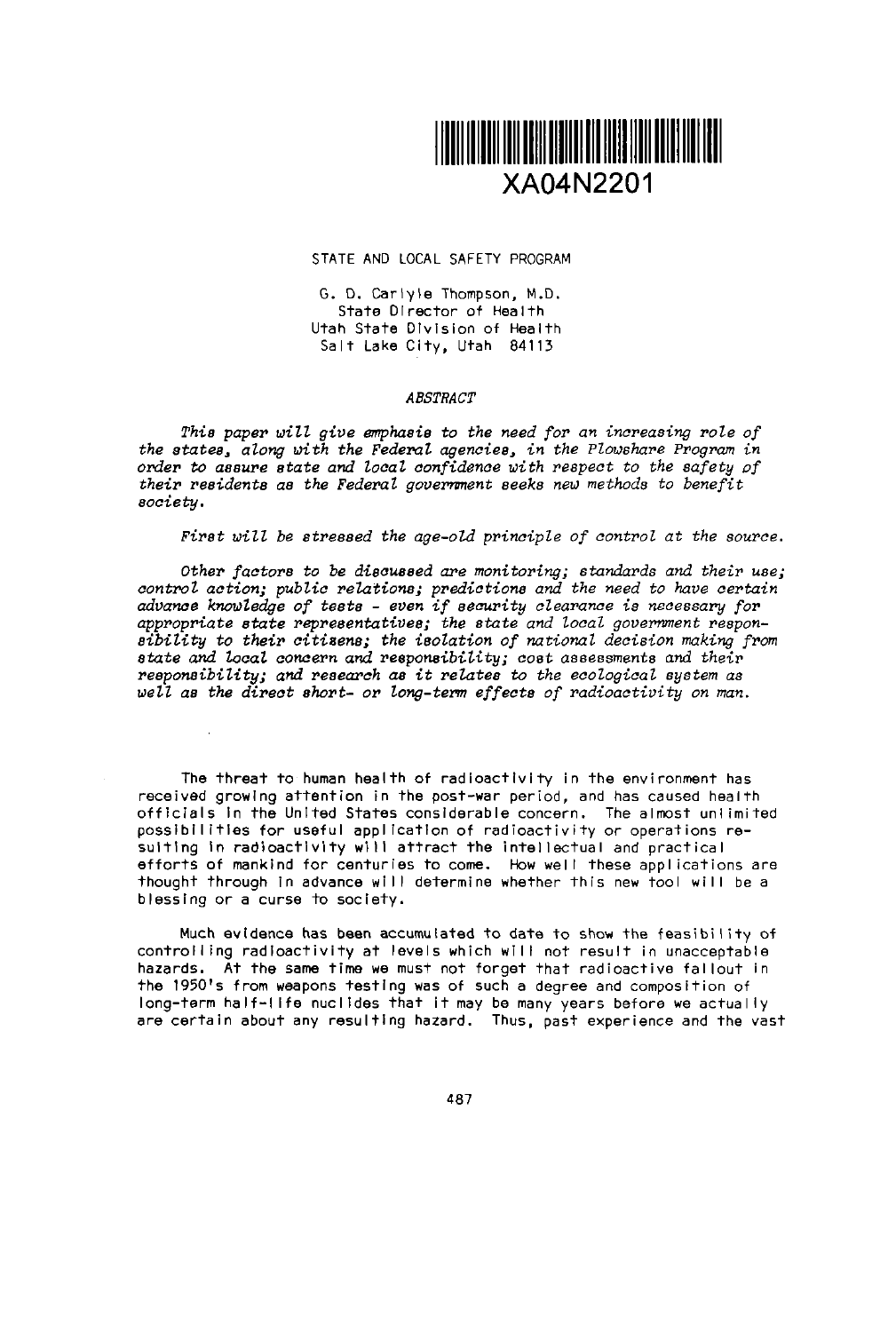XA04N2201

# STATE AND LOCAL SAFETY PROGRAM

G. D. Carlyle Thompson, M.D.
State Director of Health
Utah State Division of Health
Salt Lake City, Utah 84113

## ABSTRACT

*This paper will give emphasis to the need for an increasing role of the states, along with the Federal agencies, in the Plowshare Program in order to assure state and local confidence with respect to the safety of their residents as the Federal government seeks new methods to benefit society.*

*First will be stressed the age-old principle of control at the source.*

*Other factors to be discussed are monitoring; standards and their use; control action; public relations; predictions and the need to have certain advance knowledge of tests - even if security clearance is necessary for appropriate state representatives; the state and local government responsibility to their citizens; the isolation of national decision making from state and local concern and responsibility; cost assessments and their responsibility; and research as it relates to the ecological system as well as the direct short- or long-term effects of radioactivity on man.*

The threat to human health of radioactivity in the environment has received growing attention in the post-war period, and has caused health officials in the United States considerable concern. The almost unlimited possibilities for useful application of radioactivity or operations resulting in radioactivity will attract the intellectual and practical efforts of mankind for centuries to come. How well these applications are thought through in advance will determine whether this new tool will be a blessing or a curse to society.

Much evidence has been accumulated to date to show the feasibility of controlling radioactivity at levels which will not result in unacceptable hazards. At the same time we must not forget that radioactive fallout in the 1950's from weapons testing was of such a degree and composition of long-term half-life nuclides that it may be many years before we actually are certain about any resulting hazard. Thus, past experience and the vast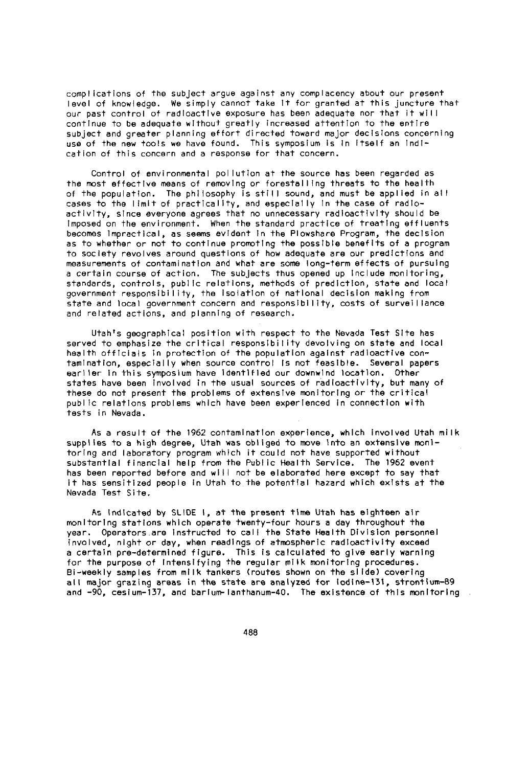complications of the subject argue against any complacency about our present level of knowledge. We simply cannot take it for granted at this juncture that our past control of radioactive exposure has been adequate nor that it will continue to be adequate without greatly increased attention to the entire subject and greater planning effort directed toward major decisions concerning use of the new tools we have found. This symposium is in itself an indication of this concern and a response for that concern.

Control of environmental pollution at the source has been regarded as the most effective means of removing or forestalling threats to the health of the population. The philosophy is still sound, and must be applied in all cases to the limit of practicality, and especially in the case of radioactivity, since everyone agrees that no unnecessary radioactivity should be imposed on the environment. When the standard practice of treating effluents becomes impractical, as seems evident in the Plowshare Program, the decision as to whether or not to continue promoting the possible benefits of a program to society revolves around questions of how adequate are our predictions and measurements of contamination and what are some long-term effects of pursuing a certain course of action. The subjects thus opened up include monitoring, standards, controls, public relations, methods of prediction, state and local government responsibility, the isolation of national decision making from state and local government concern and responsibility, costs of surveillance and related actions, and planning of research.

Utah's geographical position with respect to the Nevada Test Site has served to emphasize the critical responsibility devolving on state and local health officials in protection of the population against radioactive contamination, especially when source control is not feasible. Several papers earlier in this symposium have identified our downwind location. Other states have been involved in the usual sources of radioactivity, but many of these do not present the problems of extensive monitoring or the critical public relations problems which have been experienced in connection with tests in Nevada.

As a result of the 1962 contamination experience, which involved Utah milk supplies to a high degree, Utah was obliged to move into an extensive monitoring and laboratory program which it could not have supported without substantial financial help from the Public Health Service. The 1962 event has been reported before and will not be elaborated here except to say that it has sensitized people in Utah to the potential hazard which exists at the Nevada Test Site.

As indicated by SLIDE I, at the present time Utah has eighteen air monitoring stations which operate twenty-four hours a day throughout the year. Operators are instructed to call the State Health Division personnel involved, night or day, when readings of atmospheric radioactivity exceed a certain pre-determined figure. This is calculated to give early warning for the purpose of intensifying the regular milk monitoring procedures. Bi-weekly samples from milk tankers (routes shown on the slide) covering all major grazing areas in the state are analyzed for iodine-131, strontium-89 and -90, cesium-137, and barium-lanthanum-40. The existence of this monitoring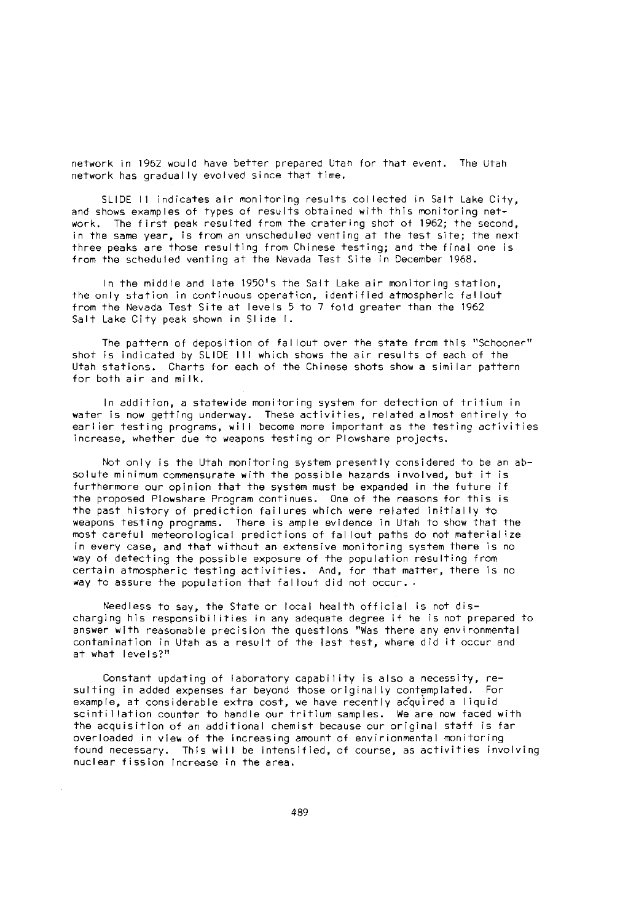network in 1962 would have better prepared Utah for that event. The Utah network has gradually evolved since that time.

SLIDE II indicates air monitoring results collected in Salt Lake City, and shows examples of types of results obtained with this monitoring network. The first peak resulted from the cratering shot of 1962; the second, in the same year, is from an unscheduled venting at the test site; the next three peaks are those resulting from Chinese testing; and the final one is from the scheduled venting at the Nevada Test Site in December 1968.

In the middle and late 1950's the Salt Lake air monitoring station, the only station in continuous operation, identified atmospheric fallout from the Nevada Test Site at levels 5 to 7 fold greater than the 1962 Salt Lake City peak shown in Slide I.

The pattern of deposition of fallout over the state from this "Schooner" shot is indicated by SLIDE III which shows the air results of each of the Utah stations. Charts for each of the Chinese shots show a similar pattern for both air and milk.

In addition, a statewide monitoring system for detection of tritium in water is now getting underway. These activities, related almost entirely to earlier testing programs, will become more important as the testing activities increase, whether due to weapons testing or Plowshare projects.

Not only is the Utah monitoring system presently considered to be an absolute minimum commensurate with the possible hazards involved, but it is furthermore our opinion that the system must be expanded in the future if the proposed Plowshare Program continues. One of the reasons for this is the past history of prediction failures which were related initially to weapons testing programs. There is ample evidence in Utah to show that the most careful meteorological predictions of fallout paths do not materialize in every case, and that without an extensive monitoring system there is no way of detecting the possible exposure of the population resulting from certain atmospheric testing activities. And, for that matter, there is no way to assure the population that fallout did not occur.

Needless to say, the State or local health official is not discharging his responsibilities in any adequate degree if he is not prepared to answer with reasonable precision the questions "Was there any environmental contamination in Utah as a result of the last test, where did it occur and at what levels?"

Constant updating of laboratory capability is also a necessity, resulting in added expenses far beyond those originally contemplated. For example, at considerable extra cost, we have recently acquired a liquid scintillation counter to handle our tritium samples. We are now faced with the acquisition of an additional chemist because our original staff is far overloaded in view of the increasing amount of envirionmental monitoring found necessary. This will be intensified, of course, as activities involving nuclear fission increase in the area.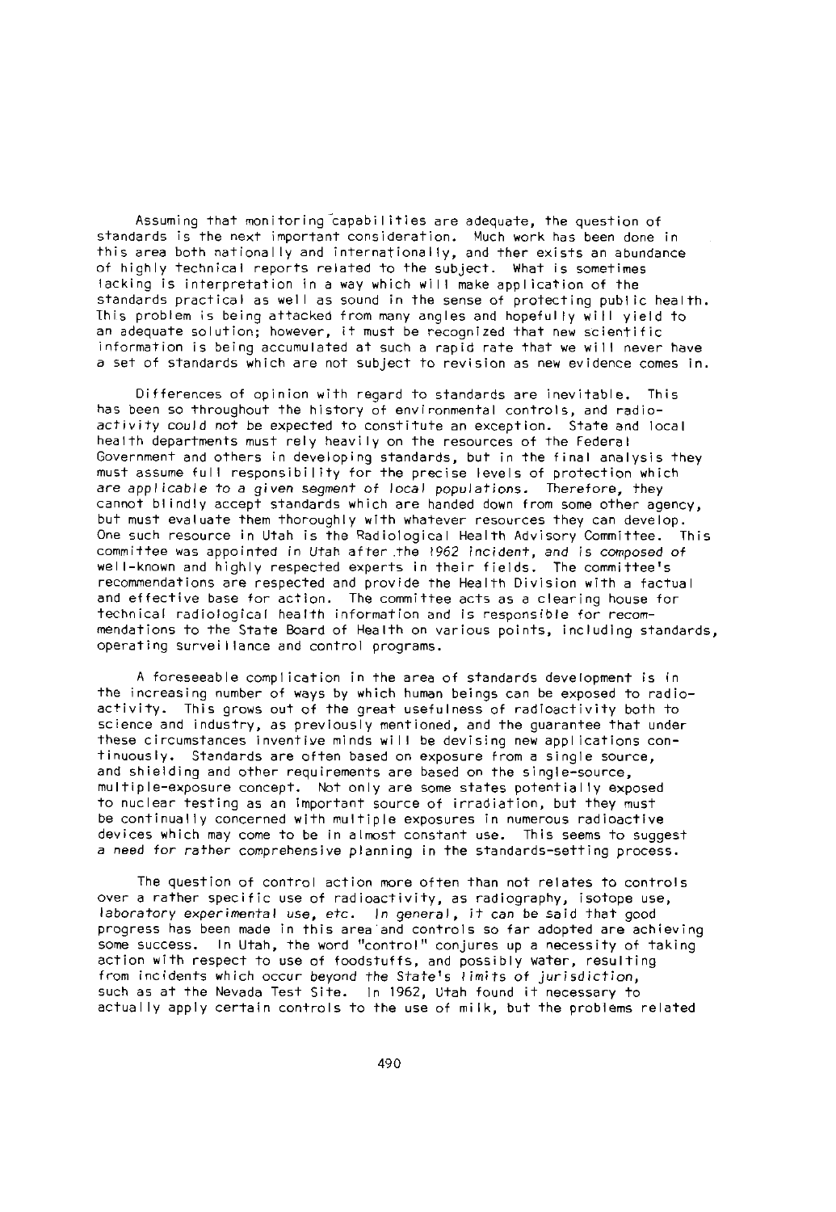Assuming that monitoring capabilities are adequate, the question of standards is the next important consideration. Much work has been done in this area both nationally and internationally, and ther exists an abundance of highly technical reports related to the subject. What is sometimes lacking is interpretation in a way which will make application of the standards practical as well as sound in the sense of protecting public health. This problem is being attacked from many angles and hopefully will yield to an adequate solution; however, it must be recognized that new scientific information is being accumulated at such a rapid rate that we will never have a set of standards which are not subject to revision as new evidence comes in.

Differences of opinion with regard to standards are inevitable. This has been so throughout the history of environmental controls, and radioactivity could not be expected to constitute an exception. State and local health departments must rely heavily on the resources of the Federal Government and others in developing standards, but in the final analysis they must assume full responsibility for the precise levels of protection which are applicable to a given segment of local populations. Therefore, they cannot blindly accept standards which are handed down from some other agency, but must evaluate them thoroughly with whatever resources they can develop. One such resource in Utah is the Radiological Health Advisory Committee. This committee was appointed in Utah after the 1962 incident, and is composed of well-known and highly respected experts in their fields. The committee's recommendations are respected and provide the Health Division with a factual and effective base for action. The committee acts as a clearing house for technical radiological health information and is responsible for recommendations to the State Board of Health on various points, including standards, operating surveillance and control programs.

A foreseeable complication in the area of standards development is in the increasing number of ways by which human beings can be exposed to radioactivity. This grows out of the great usefulness of radioactivity both to science and industry, as previously mentioned, and the guarantee that under these circumstances inventive minds will be devising new applications continuously. Standards are often based on exposure from a single source, and shielding and other requirements are based on the single-source, multiple-exposure concept. Not only are some states potentially exposed to nuclear testing as an important source of irradiation, but they must be continually concerned with multiple exposures in numerous radioactive devices which may come to be in almost constant use. This seems to suggest a need for rather comprehensive planning in the standards-setting process.

The question of control action more often than not relates to controls over a rather specific use of radioactivity, as radiography, isotope use, laboratory experimental use, etc. In general, it can be said that good progress has been made in this area and controls so far adopted are achieving some success. In Utah, the word "control" conjures up a necessity of taking action with respect to use of foodstuffs, and possibly water, resulting from incidents which occur beyond the State's limits of jurisdiction, such as at the Nevada Test Site. In 1962, Utah found it necessary to actually apply certain controls to the use of milk, but the problems related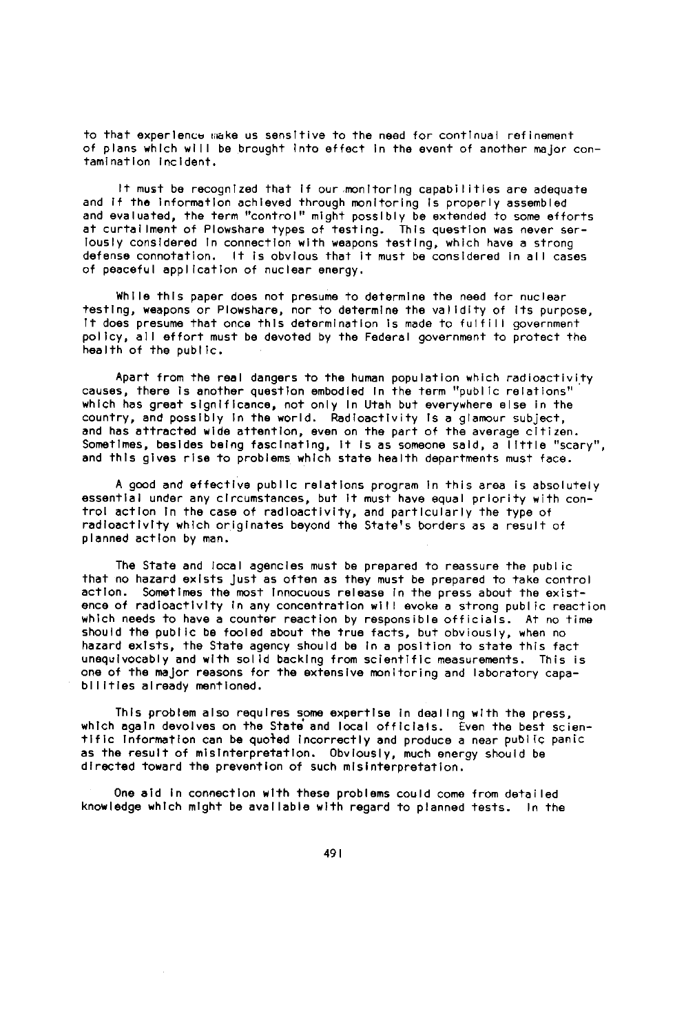to that experience make us sensitive to the need for continual refinement of plans which will be brought into effect in the event of another major contamination incident.

It must be recognized that if our monitoring capabilities are adequate and if the information achieved through monitoring is properly assembled and evaluated, the term "control" might possibly be extended to some efforts at curtailment of Plowshare types of testing. This question was never seriously considered in connection with weapons testing, which have a strong defense connotation. It is obvious that it must be considered in all cases of peaceful application of nuclear energy.

While this paper does not presume to determine the need for nuclear testing, weapons or Plowshare, nor to determine the validity of its purpose, it does presume that once this determination is made to fulfill government policy, all effort must be devoted by the Federal government to protect the health of the public.

Apart from the real dangers to the human population which radioactivity causes, there is another question embodied in the term "public relations" which has great significance, not only in Utah but everywhere else in the country, and possibly in the world. Radioactivity is a glamour subject, and has attracted wide attention, even on the part of the average citizen. Sometimes, besides being fascinating, it is as someone said, a little "scary", and this gives rise to problems which state health departments must face.

A good and effective public relations program in this area is absolutely essential under any circumstances, but it must have equal priority with control action in the case of radioactivity, and particularly the type of radioactivity which originates beyond the State's borders as a result of planned action by man.

The State and local agencies must be prepared to reassure the public that no hazard exists just as often as they must be prepared to take control action. Sometimes the most innocuous release in the press about the existence of radioactivity in any concentration will evoke a strong public reaction which needs to have a counter reaction by responsible officials. At no time should the public be fooled about the true facts, but obviously, when no hazard exists, the State agency should be in a position to state this fact unequivocably and with solid backing from scientific measurements. This is one of the major reasons for the extensive monitoring and laboratory capabilities already mentioned.

This problem also requires some expertise in dealing with the press, which again devolves on the State and local officials. Even the best scientific information can be quoted incorrectly and produce a near public panic as the result of misinterpretation. Obviously, much energy should be directed toward the prevention of such misinterpretation.

One aid in connection with these problems could come from detailed knowledge which might be available with regard to planned tests. In the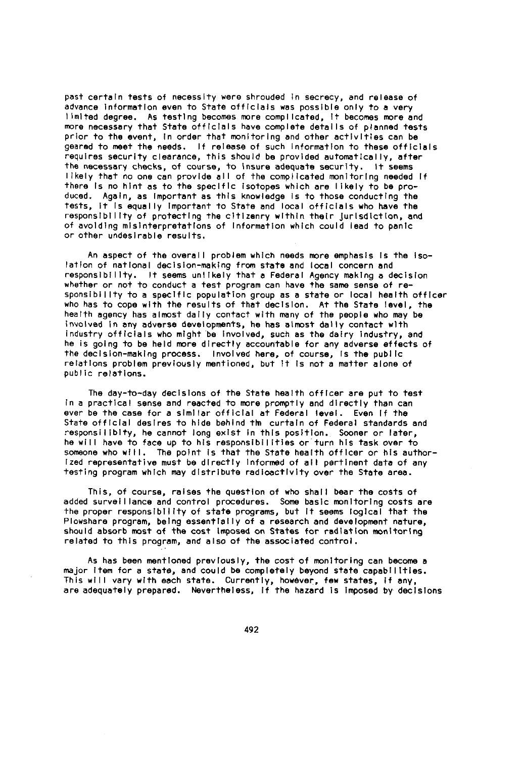past certain tests of necessity were shrouded in secrecy, and release of advance information even to State officials was possible only to a very limited degree. As testing becomes more complicated, it becomes more and more necessary that State officials have complete details of planned tests prior to the event, in order that monitoring and other activities can be geared to meet the needs. If release of such information to these officials requires security clearance, this should be provided automatically, after the necessary checks, of course, to insure adequate security. It seems likely that no one can provide all of the complicated monitoring needed if there is no hint as to the specific isotopes which are likely to be produced. Again, as important as this knowledge is to those conducting the tests, it is equally important to State and local officials who have the responsibility of protecting the citizenry within their jurisdiction, and of avoiding misinterpretations of information which could lead to panic or other undesirable results.

An aspect of the overall problem which needs more emphasis is the isolation of national decision-making from state and local concern and responsibility. It seems unlikely that a Federal Agency making a decision whether or not to conduct a test program can have the same sense of responsibility to a specific population group as a state or local health officer who has to cope with the results of that decision. At the State level, the health agency has almost daily contact with many of the people who may be involved in any adverse developments, he has almost daily contact with industry officials who might be involved, such as the dairy industry, and he is going to be held more directly accountable for any adverse effects of the decision-making process. Involved here, of course, is the public relations problem previously mentioned, but it is not a matter alone of public relations.

The day-to-day decisions of the State health officer are put to test in a practical sense and reacted to more promptly and directly than can ever be the case for a similar official at Federal level. Even if the State official desires to hide behind thn curtain of Federal standards and responsilibty, he cannot long exist in this position. Sooner or later, he will have to face up to his responsibilities or turn his task over to someone who will. The point is that the State health officer or his authorized representative must be directly informed of all pertinent data of any testing program which may distribute radioactivity over the State area.

This, of course, raises the question of who shall bear the costs of added surveillance and control procedures. Some basic monitoring costs are the proper responsibility of state programs, but it seems logical that the Plowshare program, being essentially of a research and development nature, should absorb most of the cost imposed on States for radiation monitoring related to this program, and also of the associated control.

As has been mentioned previously, the cost of monitoring can become a major item for a state, and could be completely beyond state capabilities. This will vary with each state. Currently, however, few states, if any, are adequately prepared. Nevertheless, if the hazard is imposed by decisions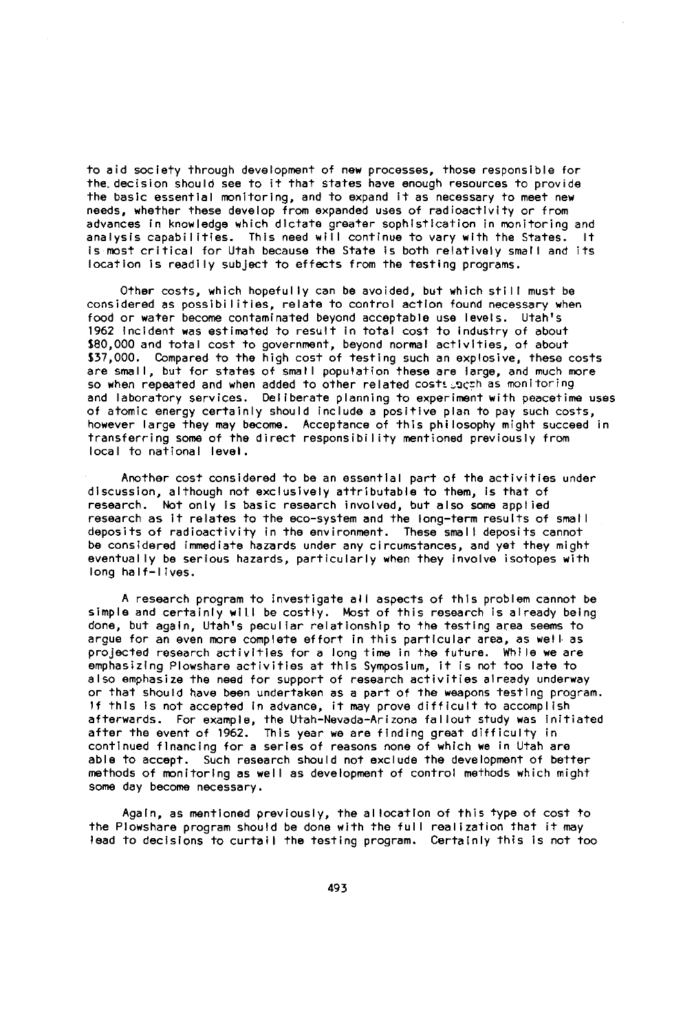to aid society through development of new processes, those responsible for the decision should see to it that states have enough resources to provide the basic essential monitoring, and to expand it as necessary to meet new needs, whether these develop from expanded uses of radioactivity or from advances in knowledge which dictate greater sophistication in monitoring and analysis capabilities. This need will continue to vary with the States. It is most critical for Utah because the State is both relatively small and its location is readily subject to effects from the testing programs.

Other costs, which hopefully can be avoided, but which still must be considered as possibilities, relate to control action found necessary when food or water become contaminated beyond acceptable use levels. Utah's 1962 incident was estimated to result in total cost to industry of about $80,000 and total cost to government, beyond normal activities, of about $37,000. Compared to the high cost of testing such an explosive, these costs are small, but for states of small population these are large, and much more so when repeated and when added to other related costs such as monitoring and laboratory services. Deliberate planning to experiment with peacetime uses of atomic energy certainly should include a positive plan to pay such costs, however large they may become. Acceptance of this philosophy might succeed in transferring some of the direct responsibility mentioned previously from local to national level.

Another cost considered to be an essential part of the activities under discussion, although not exclusively attributable to them, is that of research. Not only is basic research involved, but also some applied research as it relates to the eco-system and the long-term results of small deposits of radioactivity in the environment. These small deposits cannot be considered immediate hazards under any circumstances, and yet they might eventually be serious hazards, particularly when they involve isotopes with long half-lives.

A research program to investigate all aspects of this problem cannot be simple and certainly will be costly. Most of this research is already being done, but again, Utah's peculiar relationship to the testing area seems to argue for an even more complete effort in this particular area, as well as projected research activities for a long time in the future. While we are emphasizing Plowshare activities at this Symposium, it is not too late to also emphasize the need for support of research activities already underway or that should have been undertaken as a part of the weapons testing program. If this is not accepted in advance, it may prove difficult to accomplish afterwards. For example, the Utah-Nevada-Arizona fallout study was initiated after the event of 1962. This year we are finding great difficulty in continued financing for a series of reasons none of which we in Utah are able to accept. Such research should not exclude the development of better methods of monitoring as well as development of control methods which might some day become necessary.

Again, as mentioned previously, the allocation of this type of cost to the Plowshare program should be done with the full realization that it may lead to decisions to curtail the testing program. Certainly this is not too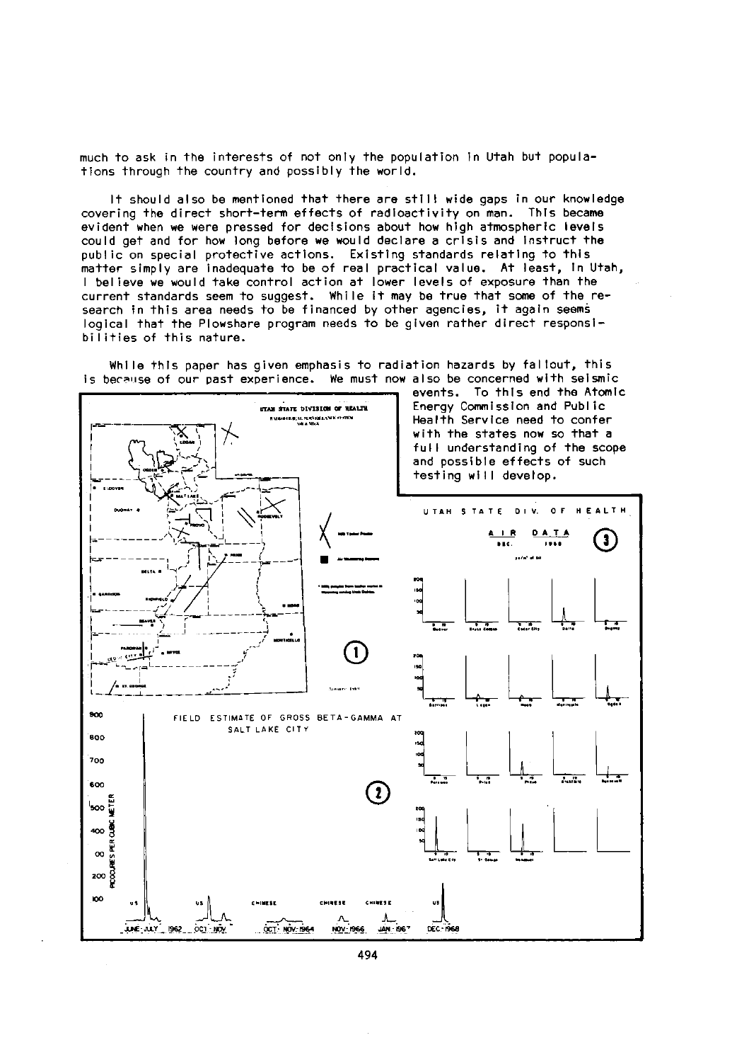much to ask in the interests of not only the population in Utah but populations through the country and possibly the world.

It should also be mentioned that there are still wide gaps in our knowledge covering the direct short-term effects of radioactivity on man. This became evident when we were pressed for decisions about how high atmospheric levels could get and for how long before we would declare a crisis and instruct the public on special protective actions. Existing standards relating to this matter simply are inadequate to be of real practical value. At least, in Utah, I believe we would take control action at lower levels of exposure than the current standards seem to suggest. While it may be true that some of the research in this area needs to be financed by other agencies, it again seems logical that the Plowshare program needs to be given rather direct responsibilities of this nature.

While this paper has given emphasis to radiation hazards by fallout, this is because of our past experience. We must now also be concerned with seismic events. To this end the Atomic Energy Commission and Public Health Service need to confer with the states now so that a full understanding of the scope and possible effects of such testing will develop.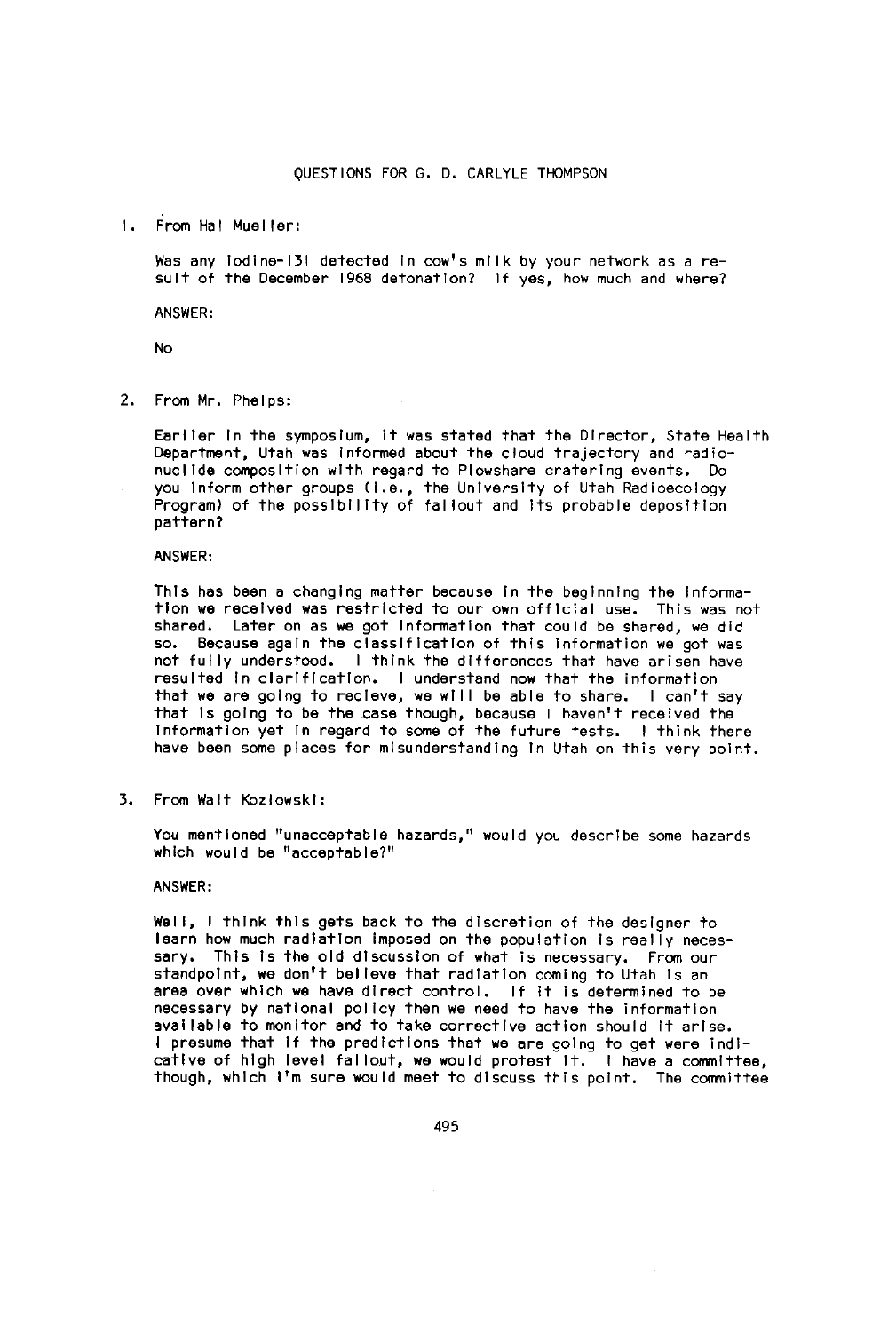## QUESTIONS FOR G. D. CARLYLE THOMPSON

1. From Hal Mueller:

   Was any Iodine-131 detected in cow's milk by your network as a result of the December 1968 detonation? If yes, how much and where?

   ANSWER:

   No

2. From Mr. Phelps:

   Earlier in the symposium, it was stated that the Director, State Health Department, Utah was informed about the cloud trajectory and radionuclide composition with regard to Plowshare cratering events. Do you inform other groups (i.e., the University of Utah Radioecology Program) of the possibility of fallout and its probable deposition pattern?

   ANSWER:

   This has been a changing matter because in the beginning the information we received was restricted to our own official use. This was not shared. Later on as we got information that could be shared, we did so. Because again the classification of this information we got was not fully understood. I think the differences that have arisen have resulted in clarification. I understand now that the information that we are going to recieve, we will be able to share. I can't say that is going to be the case though, because I haven't received the information yet in regard to some of the future tests. I think there have been some places for misunderstanding in Utah on this very point.

3. From Walt Kozlowski:

   You mentioned "unacceptable hazards," would you describe some hazards which would be "acceptable?"

   ANSWER:

   Well, I think this gets back to the discretion of the designer to learn how much radiation imposed on the population is really necessary. This is the old discussion of what is necessary. From our standpoint, we don't believe that radiation coming to Utah is an area over which we have direct control. If it is determined to be necessary by national policy then we need to have the information available to monitor and to take corrective action should it arise. I presume that if the predictions that we are going to get were indicative of high level fallout, we would protest it. I have a committee, though, which I'm sure would meet to discuss this point. The committee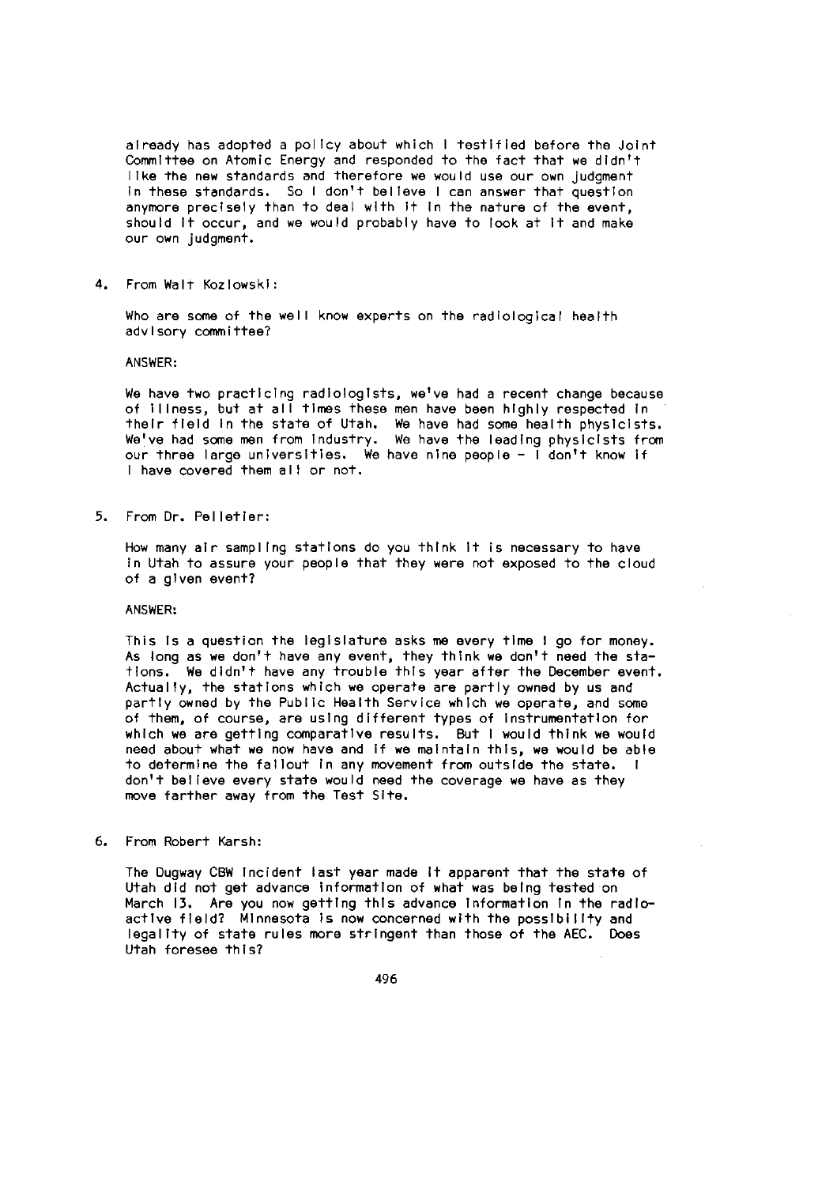already has adopted a policy about which I testified before the Joint Committee on Atomic Energy and responded to the fact that we didn't like the new standards and therefore we would use our own judgment in these standards. So I don't believe I can answer that question anymore precisely than to deal with it in the nature of the event, should it occur, and we would probably have to look at it and make our own judgment.

4. From Walt Kozlowski:

   Who are some of the well know experts on the radiological health advisory committee?

   ANSWER:

   We have two practicing radiologists, we've had a recent change because of illness, but at all times these men have been highly respected in their field in the state of Utah. We have had some health physicists. We've had some men from industry. We have the leading physicists from our three large universities. We have nine people - I don't know if I have covered them all or not.

5. From Dr. Pelletier:

   How many air sampling stations do you think it is necessary to have in Utah to assure your people that they were not exposed to the cloud of a given event?

   ANSWER:

   This is a question the legislature asks me every time I go for money. As long as we don't have any event, they think we don't need the stations. We didn't have any trouble this year after the December event. Actually, the stations which we operate are partly owned by us and partly owned by the Public Health Service which we operate, and some of them, of course, are using different types of instrumentation for which we are getting comparative results. But I would think we would need about what we now have and if we maintain this, we would be able to determine the fallout in any movement from outside the state. I don't believe every state would need the coverage we have as they move farther away from the Test Site.

6. From Robert Karsh:

   The Dugway CBW incident last year made it apparent that the state of Utah did not get advance information of what was being tested on March 13. Are you now getting this advance information in the radioactive field? Minnesota is now concerned with the possibility and legality of state rules more stringent than those of the AEC. Does Utah foresee this?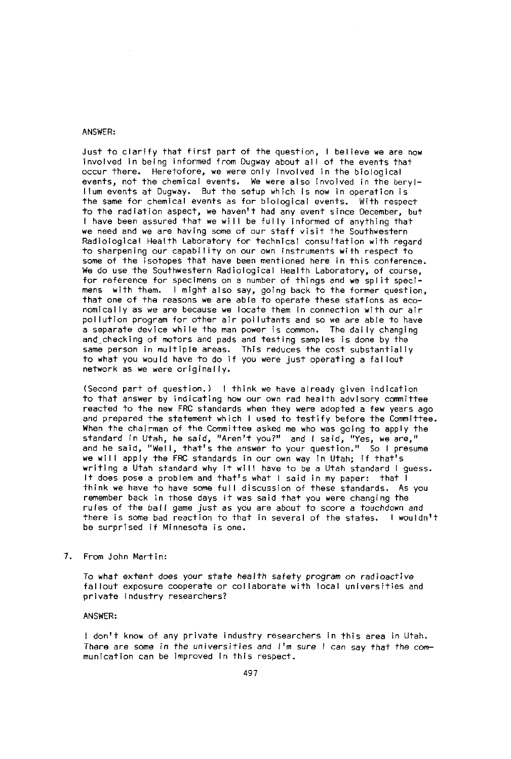ANSWER:

Just to clarify that first part of the question, I believe we are now involved in being informed from Dugway about all of the events that occur there. Heretofore, we were only involved in the biological events, not the chemical events. We were also involved in the beryllium events at Dugway. But the setup which is now in operation is the same for chemical events as for biological events. With respect to the radiation aspect, we haven't had any event since December, but I have been assured that we will be fully informed of anything that we need and we are having some of our staff visit the Southwestern Radiological Health Laboratory for technical consultation with regard to sharpening our capability on our own instruments with respect to some of the isotopes that have been mentioned here in this conference. We do use the Southwestern Radiological Health Laboratory, of course, for reference for specimens on a number of things and we split specimens with them. I might also say, going back to the former question, that one of the reasons we are able to operate these stations as economically as we are because we locate them in connection with our air pollution program for other air pollutants and so we are able to have a separate device while the man power is common. The daily changing and checking of motors and pads and testing samples is done by the same person in multiple areas. This reduces the cost substantially to what you would have to do if you were just operating a fallout network as we were originally.

(Second part of question.) I think we have already given indication to that answer by indicating how our own rad health advisory committee reacted to the new FRC standards when they were adopted a few years ago and prepared the statement which I used to testify before the Committee. When the chairman of the Committee asked me who was going to apply the standard in Utah, he said, "Aren't you?" and I said, "Yes, we are," and he said, "Well, that's the answer to your question." So I presume we will apply the FRC standards in our own way in Utah; if that's writing a Utah standard why it will have to be a Utah standard I guess. It does pose a problem and that's what I said in my paper: that I think we have to have some full discussion of these standards. As you remember back in those days it was said that you were changing the rules of the ball game just as you are about to score a touchdown and there is some bad reaction to that in several of the states. I wouldn't be surprised if Minnesota is one.

7. From John Martin:

   To what extent does your state health safety program on radioactive fallout exposure cooperate or collaborate with local universities and private industry researchers?

   ANSWER:

   I don't know of any private industry researchers in this area in Utah. There are some in the universities and I'm sure I can say that the communication can be improved in this respect.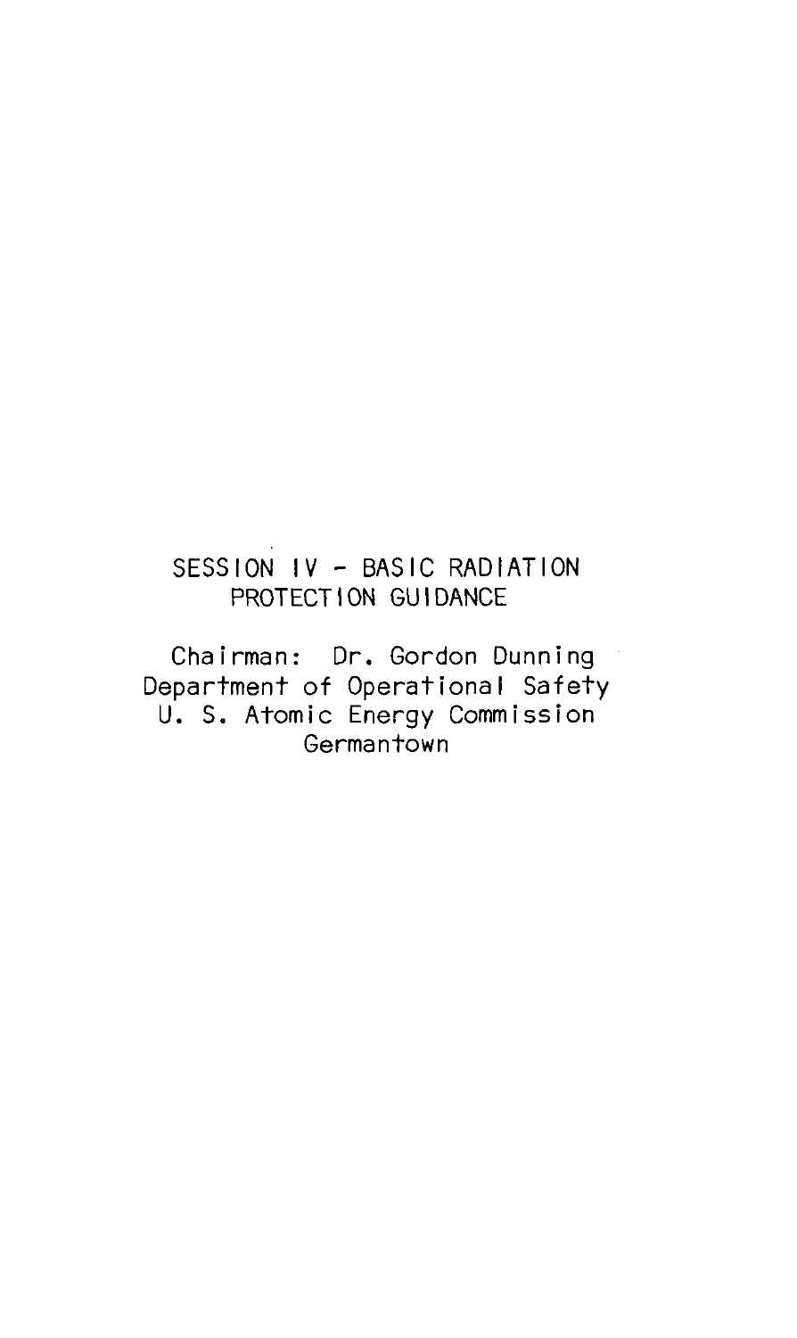# SESSION IV - BASIC RADIATION PROTECTION GUIDANCE

Chairman: Dr. Gordon Dunning
Department of Operational Safety
U. S. Atomic Energy Commission
Germantown